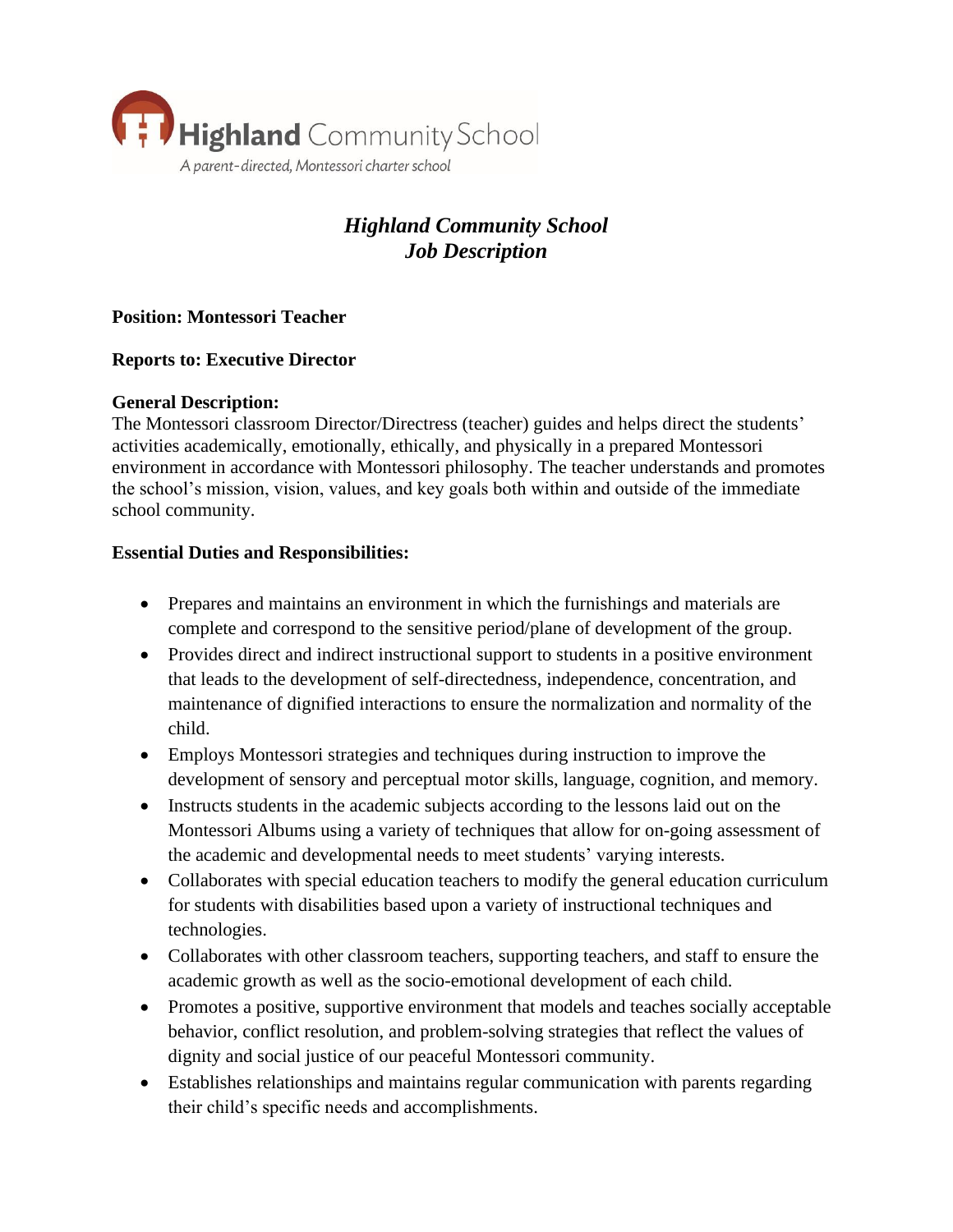Highland Community School

*A parent-directed, Montessori charter school*

# ***Highland Community School Job Description***

**Position: Montessori Teacher**

**Reports to: Executive Director**

**General Description:**

The Montessori classroom Director/Directress (teacher) guides and helps direct the students' activities academically, emotionally, ethically, and physically in a prepared Montessori environment in accordance with Montessori philosophy. The teacher understands and promotes the school's mission, vision, values, and key goals both within and outside of the immediate school community.

**Essential Duties and Responsibilities:**

- Prepares and maintains an environment in which the furnishings and materials are complete and correspond to the sensitive period/plane of development of the group.
- Provides direct and indirect instructional support to students in a positive environment that leads to the development of self-directedness, independence, concentration, and maintenance of dignified interactions to ensure the normalization and normality of the child.
- Employs Montessori strategies and techniques during instruction to improve the development of sensory and perceptual motor skills, language, cognition, and memory.
- Instructs students in the academic subjects according to the lessons laid out on the Montessori Albums using a variety of techniques that allow for on-going assessment of the academic and developmental needs to meet students' varying interests.
- Collaborates with special education teachers to modify the general education curriculum for students with disabilities based upon a variety of instructional techniques and technologies.
- Collaborates with other classroom teachers, supporting teachers, and staff to ensure the academic growth as well as the socio-emotional development of each child.
- Promotes a positive, supportive environment that models and teaches socially acceptable behavior, conflict resolution, and problem-solving strategies that reflect the values of dignity and social justice of our peaceful Montessori community.
- Establishes relationships and maintains regular communication with parents regarding their child's specific needs and accomplishments.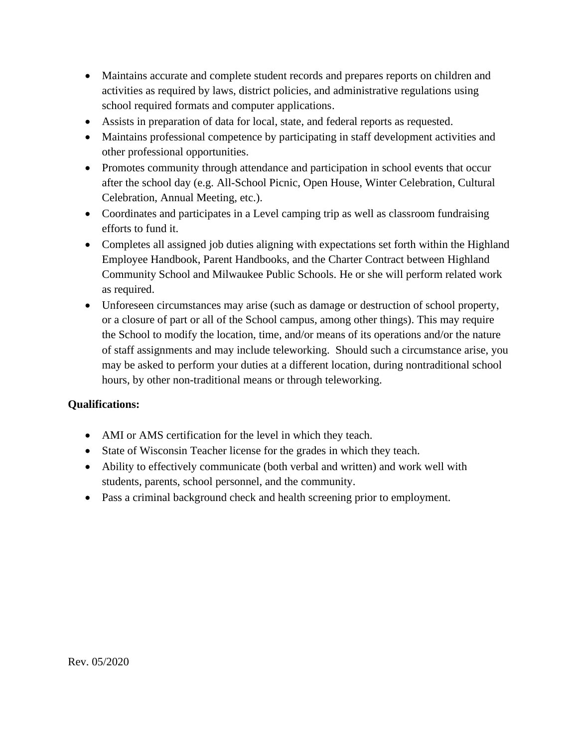- Maintains accurate and complete student records and prepares reports on children and activities as required by laws, district policies, and administrative regulations using school required formats and computer applications.
- Assists in preparation of data for local, state, and federal reports as requested.
- Maintains professional competence by participating in staff development activities and other professional opportunities.
- Promotes community through attendance and participation in school events that occur after the school day (e.g. All-School Picnic, Open House, Winter Celebration, Cultural Celebration, Annual Meeting, etc.).
- Coordinates and participates in a Level camping trip as well as classroom fundraising efforts to fund it.
- Completes all assigned job duties aligning with expectations set forth within the Highland Employee Handbook, Parent Handbooks, and the Charter Contract between Highland Community School and Milwaukee Public Schools. He or she will perform related work as required.
- Unforeseen circumstances may arise (such as damage or destruction of school property, or a closure of part or all of the School campus, among other things). This may require the School to modify the location, time, and/or means of its operations and/or the nature of staff assignments and may include teleworking. Should such a circumstance arise, you may be asked to perform your duties at a different location, during nontraditional school hours, by other non-traditional means or through teleworking.

**Qualifications:**

- AMI or AMS certification for the level in which they teach.
- State of Wisconsin Teacher license for the grades in which they teach.
- Ability to effectively communicate (both verbal and written) and work well with students, parents, school personnel, and the community.
- Pass a criminal background check and health screening prior to employment.

Rev. 05/2020